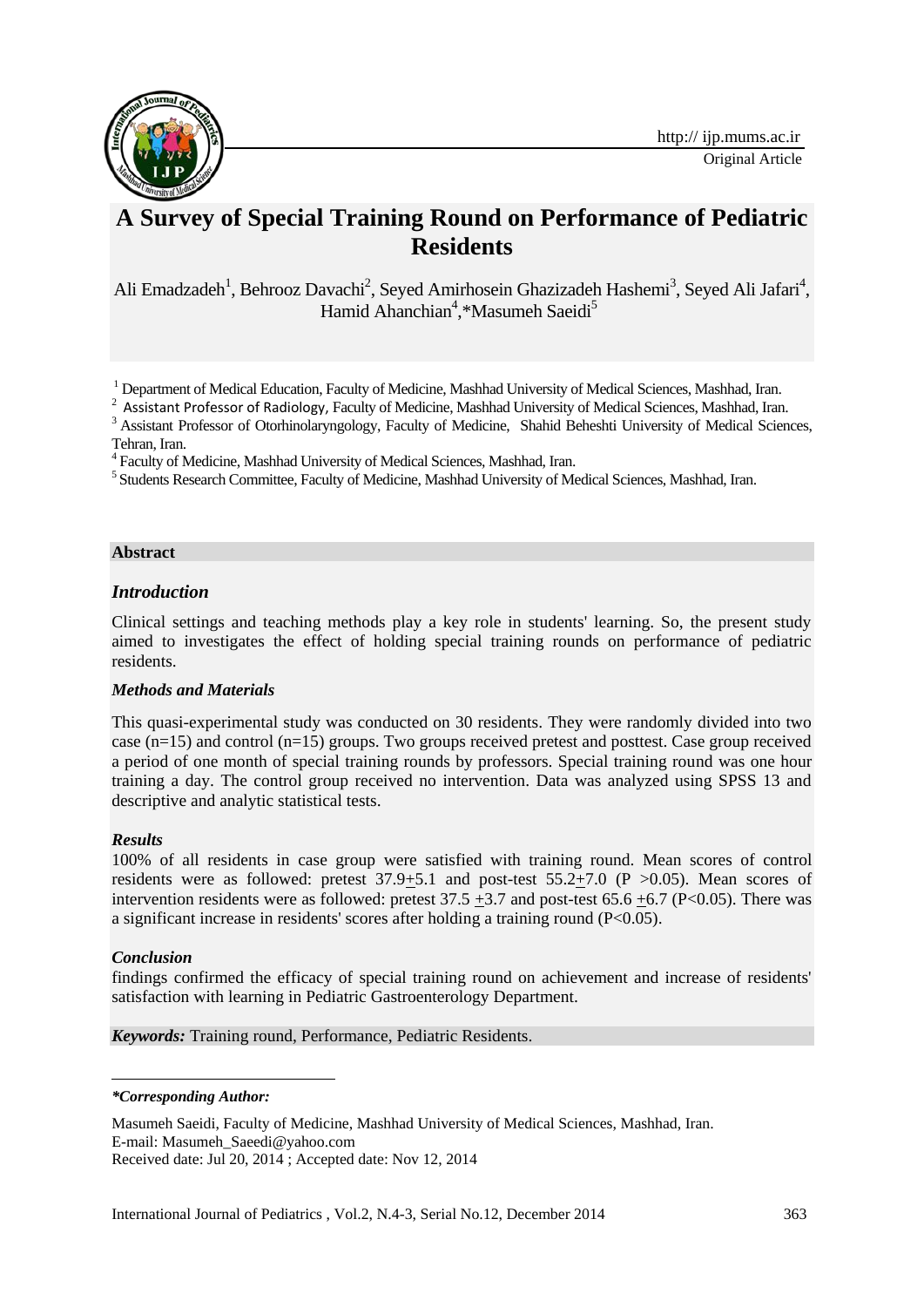Original Article

# A Survey of Special Training Round on Performance of Pediatric Residents

Ali Emadzadeh[1], Behrooz Davachi[2], Seyed Amirhosein Ghazizadeh Hashemi[3], Seyed Ali Jafari[4], Hamid Ahanchian[4],*Masumeh Saeidi[5]

[1] Department of Medical Education, Faculty of Medicine, Mashhad University of Medical Sciences, Mashhad, Iran.

[2] Assistant Professor of Radiology, Faculty of Medicine, Mashhad University of Medical Sciences, Mashhad, Iran.

[3] Assistant Professor of Otorhinolaryngology, Faculty of Medicine, Shahid Beheshti University of Medical Sciences, Tehran, Iran.

[4] Faculty of Medicine, Mashhad University of Medical Sciences, Mashhad, Iran.

[5] Students Research Committee, Faculty of Medicine, Mashhad University of Medical Sciences, Mashhad, Iran.

## Abstract

### *Introduction*

Clinical settings and teaching methods play a key role in students' learning. So, the present study aimed to investigates the effect of holding special training rounds on performance of pediatric residents.

### *Methods and Materials*

This quasi-experimental study was conducted on 30 residents. They were randomly divided into two case (n=15) and control (n=15) groups. Two groups received pretest and posttest. Case group received a period of one month of special training rounds by professors. Special training round was one hour training a day. The control group received no intervention. Data was analyzed using SPSS 13 and descriptive and analytic statistical tests.

### *Results*

100% of all residents in case group were satisfied with training round. Mean scores of control residents were as followed: pretest $37.9 \pm 5.1$ and post-test $55.2 \pm 7.0$ ($P > 0.05$). Mean scores of intervention residents were as followed: pretest $37.5 \pm 3.7$ and post-test $65.6 \pm 6.7$ ($P < 0.05$). There was a significant increase in residents' scores after holding a training round ($P < 0.05$).

### *Conclusion*

findings confirmed the efficacy of special training round on achievement and increase of residents' satisfaction with learning in Pediatric Gastroenterology Department.

***Keywords:*** Training round, Performance, Pediatric Residents.

---

***\*Corresponding Author:***

Masumeh Saeidi, Faculty of Medicine, Mashhad University of Medical Sciences, Mashhad, Iran.

E-mail: Masumeh_Saeedi@yahoo.com

Received date: Jul 20, 2014 ; Accepted date: Nov 12, 2014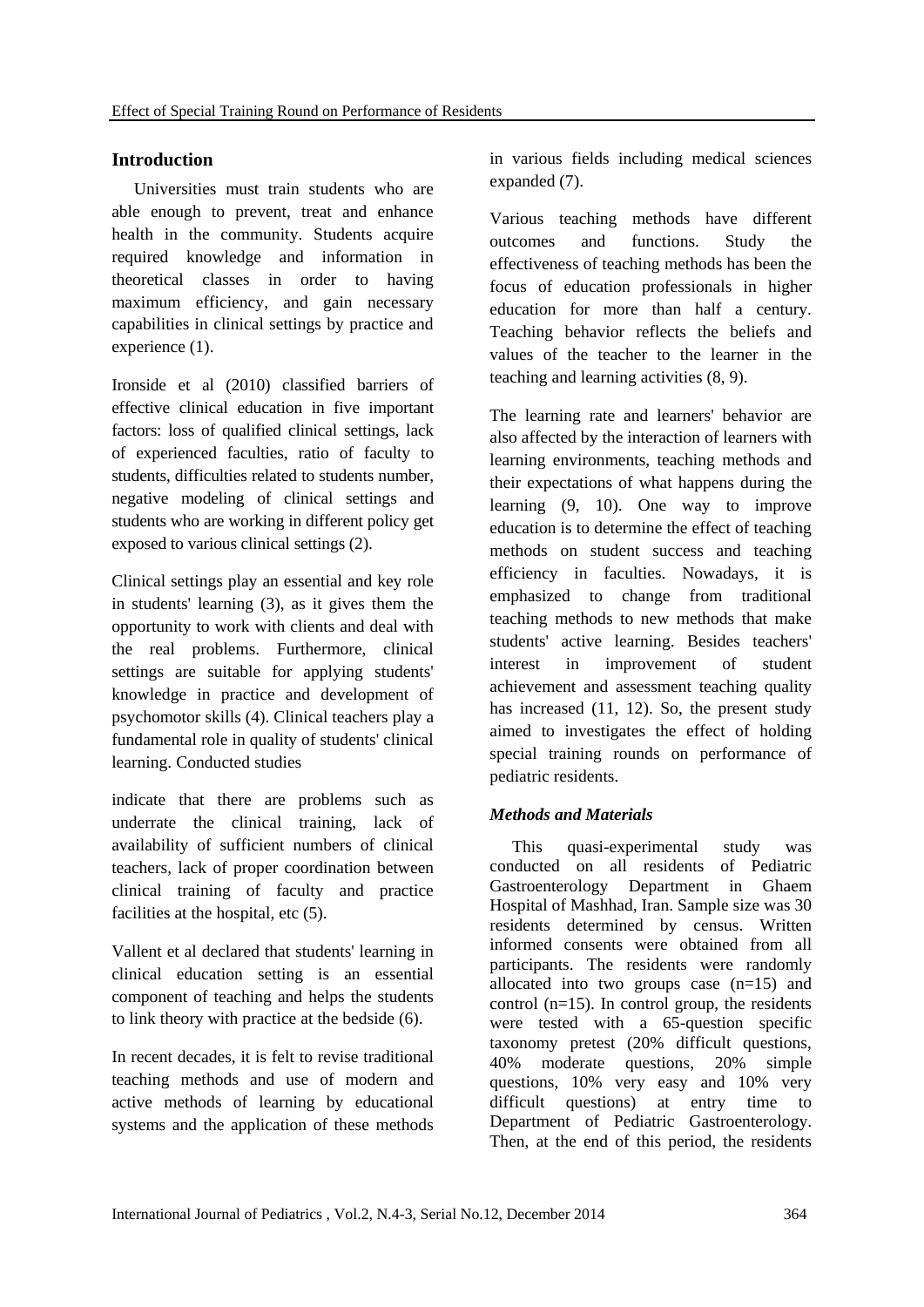## Introduction

Universities must train students who are able enough to prevent, treat and enhance health in the community. Students acquire required knowledge and information in theoretical classes in order to having maximum efficiency, and gain necessary capabilities in clinical settings by practice and experience (1).

Ironside et al (2010) classified barriers of effective clinical education in five important factors: loss of qualified clinical settings, lack of experienced faculties, ratio of faculty to students, difficulties related to students number, negative modeling of clinical settings and students who are working in different policy get exposed to various clinical settings (2).

Clinical settings play an essential and key role in students' learning (3), as it gives them the opportunity to work with clients and deal with the real problems. Furthermore, clinical settings are suitable for applying students' knowledge in practice and development of psychomotor skills (4). Clinical teachers play a fundamental role in quality of students' clinical learning. Conducted studies

indicate that there are problems such as underrate the clinical training, lack of availability of sufficient numbers of clinical teachers, lack of proper coordination between clinical training of faculty and practice facilities at the hospital, etc (5).

Vallent et al declared that students' learning in clinical education setting is an essential component of teaching and helps the students to link theory with practice at the bedside (6).

In recent decades, it is felt to revise traditional teaching methods and use of modern and active methods of learning by educational systems and the application of these methods in various fields including medical sciences expanded (7).

Various teaching methods have different outcomes and functions. Study the effectiveness of teaching methods has been the focus of education professionals in higher education for more than half a century. Teaching behavior reflects the beliefs and values of the teacher to the learner in the teaching and learning activities (8, 9).

The learning rate and learners' behavior are also affected by the interaction of learners with learning environments, teaching methods and their expectations of what happens during the learning (9, 10). One way to improve education is to determine the effect of teaching methods on student success and teaching efficiency in faculties. Nowadays, it is emphasized to change from traditional teaching methods to new methods that make students' active learning. Besides teachers' interest in improvement of student achievement and assessment teaching quality has increased (11, 12). So, the present study aimed to investigates the effect of holding special training rounds on performance of pediatric residents.

### *Methods and Materials*

This quasi-experimental study was conducted on all residents of Pediatric Gastroenterology Department in Ghaem Hospital of Mashhad, Iran. Sample size was 30 residents determined by census. Written informed consents were obtained from all participants. The residents were randomly allocated into two groups case (n=15) and control (n=15). In control group, the residents were tested with a 65-question specific taxonomy pretest (20% difficult questions, 40% moderate questions, 20% simple questions, 10% very easy and 10% very difficult questions) at entry time to Department of Pediatric Gastroenterology. Then, at the end of this period, the residents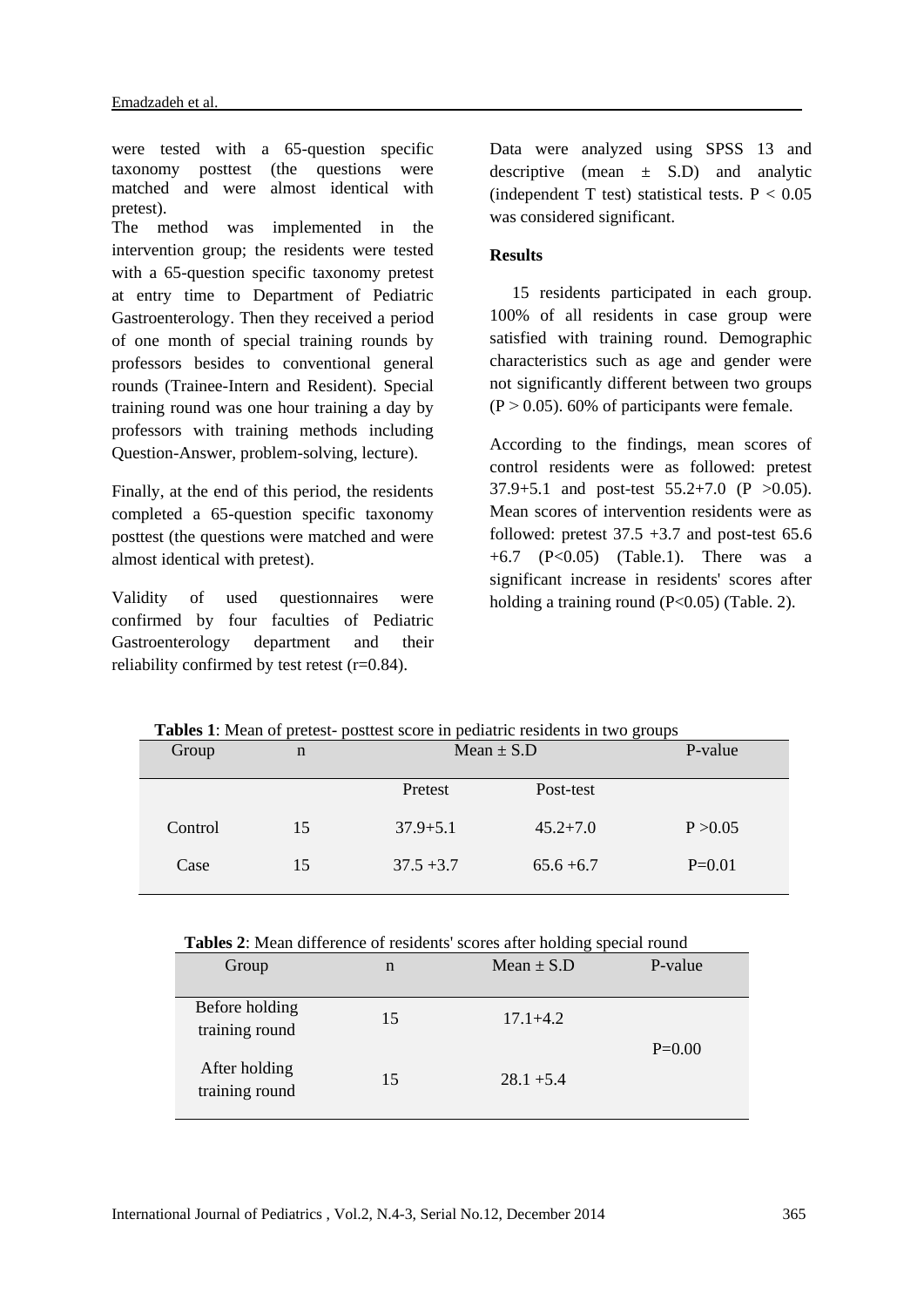were tested with a 65-question specific taxonomy posttest (the questions were matched and were almost identical with pretest).

The method was implemented in the intervention group; the residents were tested with a 65-question specific taxonomy pretest at entry time to Department of Pediatric Gastroenterology. Then they received a period of one month of special training rounds by professors besides to conventional general rounds (Trainee-Intern and Resident). Special training round was one hour training a day by professors with training methods including Question-Answer, problem-solving, lecture).

Finally, at the end of this period, the residents completed a 65-question specific taxonomy posttest (the questions were matched and were almost identical with pretest).

Validity of used questionnaires were confirmed by four faculties of Pediatric Gastroenterology department and their reliability confirmed by test retest (r=0.84).

Data were analyzed using SPSS 13 and descriptive (mean ± S.D) and analytic (independent T test) statistical tests. $P < 0.05$ was considered significant.

## Results

15 residents participated in each group. 100% of all residents in case group were satisfied with training round. Demographic characteristics such as age and gender were not significantly different between two groups ($P > 0.05$). 60% of participants were female.

According to the findings, mean scores of control residents were as followed: pretest 37.9+5.1 and post-test 55.2+7.0 ($P > 0.05$). Mean scores of intervention residents were as followed: pretest 37.5 +3.7 and post-test 65.6 +6.7 ($P<0.05$) (Table.1). There was a significant increase in residents' scores after holding a training round ($P<0.05$) (Table. 2).

**Tables 1**: Mean of pretest- posttest score in pediatric residents in two groups

| Group | n | Mean ± S.D | | P-value |
|---|---|---|---|---|
| | | Pretest | Post-test | |
| Control | 15 | 37.9+5.1 | 45.2+7.0 | P >0.05 |
| Case | 15 | 37.5 +3.7 | 65.6 +6.7 | P=0.01 |

**Tables 2**: Mean difference of residents' scores after holding special round

| Group | n | Mean ± S.D | P-value |
|---|---|---|---|
| Before holding training round | 15 | 17.1+4.2 | P=0.00 |
| After holding training round | 15 | 28.1 +5.4 | |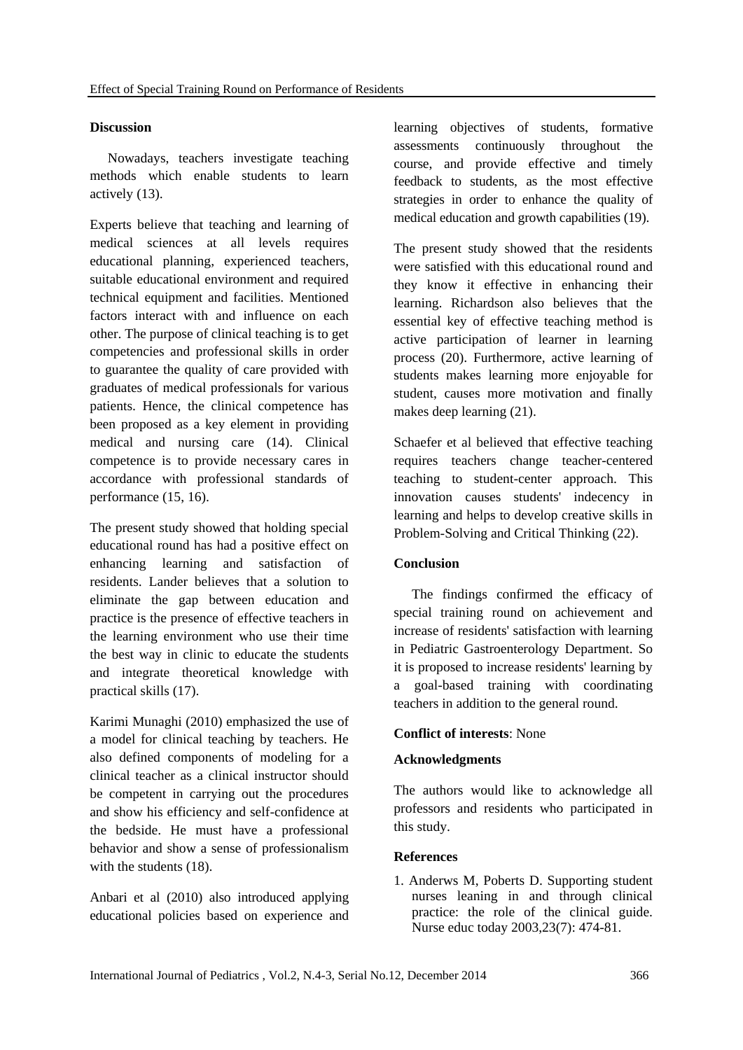## Discussion

Nowadays, teachers investigate teaching methods which enable students to learn actively (13).

Experts believe that teaching and learning of medical sciences at all levels requires educational planning, experienced teachers, suitable educational environment and required technical equipment and facilities. Mentioned factors interact with and influence on each other. The purpose of clinical teaching is to get competencies and professional skills in order to guarantee the quality of care provided with graduates of medical professionals for various patients. Hence, the clinical competence has been proposed as a key element in providing medical and nursing care (14). Clinical competence is to provide necessary cares in accordance with professional standards of performance (15, 16).

The present study showed that holding special educational round has had a positive effect on enhancing learning and satisfaction of residents. Lander believes that a solution to eliminate the gap between education and practice is the presence of effective teachers in the learning environment who use their time the best way in clinic to educate the students and integrate theoretical knowledge with practical skills (17).

Karimi Munaghi (2010) emphasized the use of a model for clinical teaching by teachers. He also defined components of modeling for a clinical teacher as a clinical instructor should be competent in carrying out the procedures and show his efficiency and self-confidence at the bedside. He must have a professional behavior and show a sense of professionalism with the students (18).

Anbari et al (2010) also introduced applying educational policies based on experience and learning objectives of students, formative assessments continuously throughout the course, and provide effective and timely feedback to students, as the most effective strategies in order to enhance the quality of medical education and growth capabilities (19).

The present study showed that the residents were satisfied with this educational round and they know it effective in enhancing their learning. Richardson also believes that the essential key of effective teaching method is active participation of learner in learning process (20). Furthermore, active learning of students makes learning more enjoyable for student, causes more motivation and finally makes deep learning (21).

Schaefer et al believed that effective teaching requires teachers change teacher-centered teaching to student-center approach. This innovation causes students' indecency in learning and helps to develop creative skills in Problem-Solving and Critical Thinking (22).

## Conclusion

The findings confirmed the efficacy of special training round on achievement and increase of residents' satisfaction with learning in Pediatric Gastroenterology Department. So it is proposed to increase residents' learning by a goal-based training with coordinating teachers in addition to the general round.

**Conflict of interests**: None

## Acknowledgments

The authors would like to acknowledge all professors and residents who participated in this study.

## References

1. Anderws M, Poberts D. Supporting student nurses leaning in and through clinical practice: the role of the clinical guide. Nurse educ today 2003,23(7): 474-81.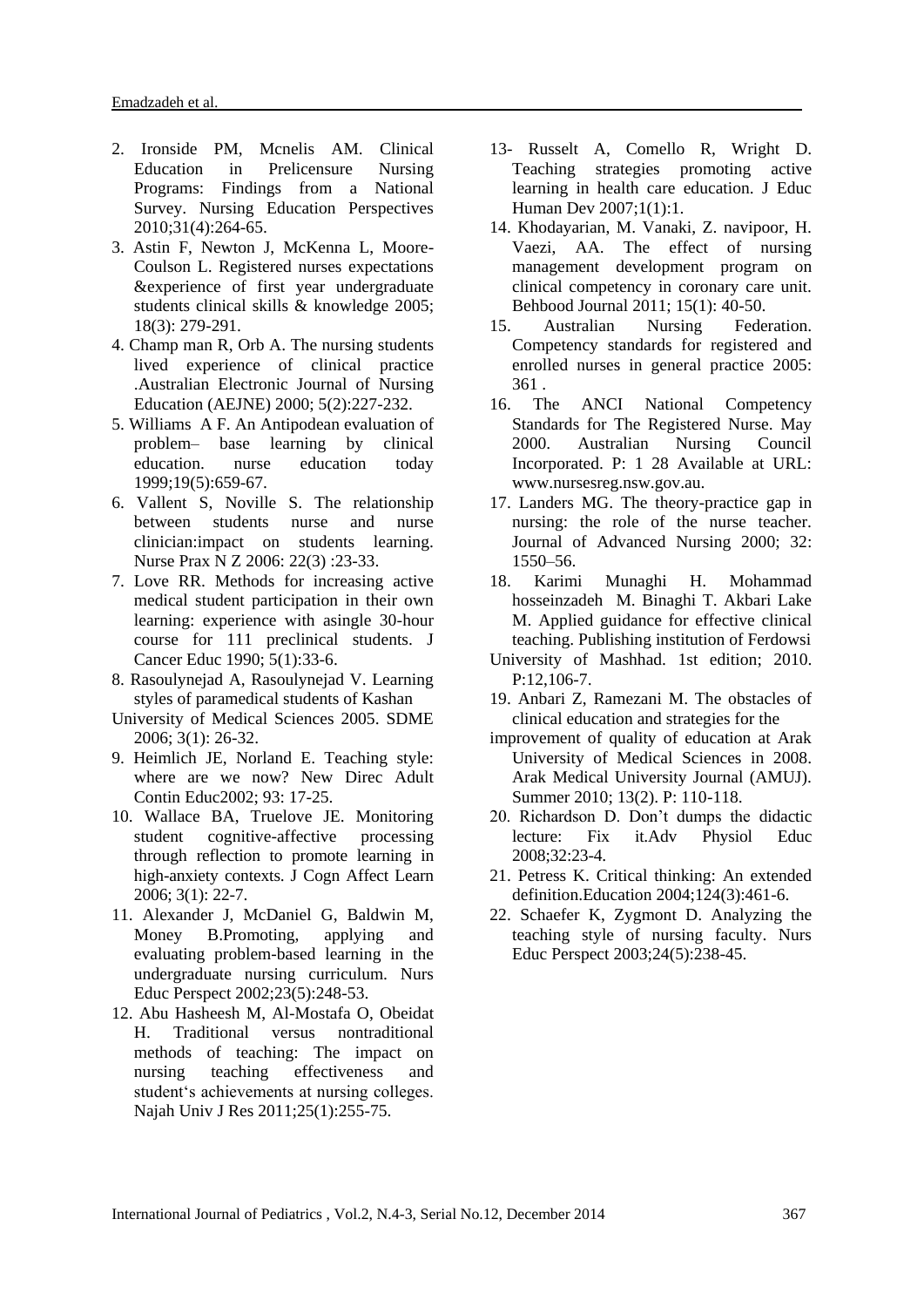2. Ironside PM, Mcnelis AM. Clinical Education in Prelicensure Nursing Programs: Findings from a National Survey. Nursing Education Perspectives 2010;31(4):264-65.
3. Astin F, Newton J, McKenna L, Moore-Coulson L. Registered nurses expectations &experience of first year undergraduate students clinical skills & knowledge 2005; 18(3): 279-291.
4. Champ man R, Orb A. The nursing students lived experience of clinical practice .Australian Electronic Journal of Nursing Education (AEJNE) 2000; 5(2):227-232.
5. Williams A F. An Antipodean evaluation of problem– base learning by clinical education. nurse education today 1999;19(5):659-67.
6. Vallent S, Noville S. The relationship between students nurse and nurse clinician:impact on students learning. Nurse Prax N Z 2006: 22(3) :23-33.
7. Love RR. Methods for increasing active medical student participation in their own learning: experience with asingle 30-hour course for 111 preclinical students. J Cancer Educ 1990; 5(1):33-6.
8. Rasoulynejad A, Rasoulynejad V. Learning styles of paramedical students of Kashan University of Medical Sciences 2005. SDME 2006; 3(1): 26-32.
9. Heimlich JE, Norland E. Teaching style: where are we now? New Direc Adult Contin Educ2002; 93: 17-25.
10. Wallace BA, Truelove JE. Monitoring student cognitive-affective processing through reflection to promote learning in high-anxiety contexts. J Cogn Affect Learn 2006; 3(1): 22-7.
11. Alexander J, McDaniel G, Baldwin M, Money B.Promoting, applying and evaluating problem-based learning in the undergraduate nursing curriculum. Nurs Educ Perspect 2002;23(5):248-53.
12. Abu Hasheesh M, Al-Mostafa O, Obeidat H. Traditional versus nontraditional methods of teaching: The impact on nursing teaching effectiveness and student's achievements at nursing colleges. Najah Univ J Res 2011;25(1):255-75.
13- Russelt A, Comello R, Wright D. Teaching strategies promoting active learning in health care education. J Educ Human Dev 2007;1(1):1.
14. Khodayarian, M. Vanaki, Z. navipoor, H. Vaezi, AA. The effect of nursing management development program on clinical competency in coronary care unit. Behbood Journal 2011; 15(1): 40-50.
15. Australian Nursing Federation. Competency standards for registered and enrolled nurses in general practice 2005: 361 .
16. The ANCI National Competency Standards for The Registered Nurse. May 2000. Australian Nursing Council Incorporated. P: 1 28 Available at URL: www.nursesreg.nsw.gov.au.
17. Landers MG. The theory-practice gap in nursing: the role of the nurse teacher. Journal of Advanced Nursing 2000; 32: 1550–56.
18. Karimi Munaghi H. Mohammad hosseinzadeh M. Binaghi T. Akbari Lake M. Applied guidance for effective clinical teaching. Publishing institution of Ferdowsi University of Mashhad. 1st edition; 2010. P:12,106-7.
19. Anbari Z, Ramezani M. The obstacles of clinical education and strategies for the improvement of quality of education at Arak University of Medical Sciences in 2008. Arak Medical University Journal (AMUJ). Summer 2010; 13(2). P: 110-118.
20. Richardson D. Don't dumps the didactic lecture: Fix it.Adv Physiol Educ 2008;32:23-4.
21. Petress K. Critical thinking: An extended definition.Education 2004;124(3):461-6.
22. Schaefer K, Zygmont D. Analyzing the teaching style of nursing faculty. Nurs Educ Perspect 2003;24(5):238-45.